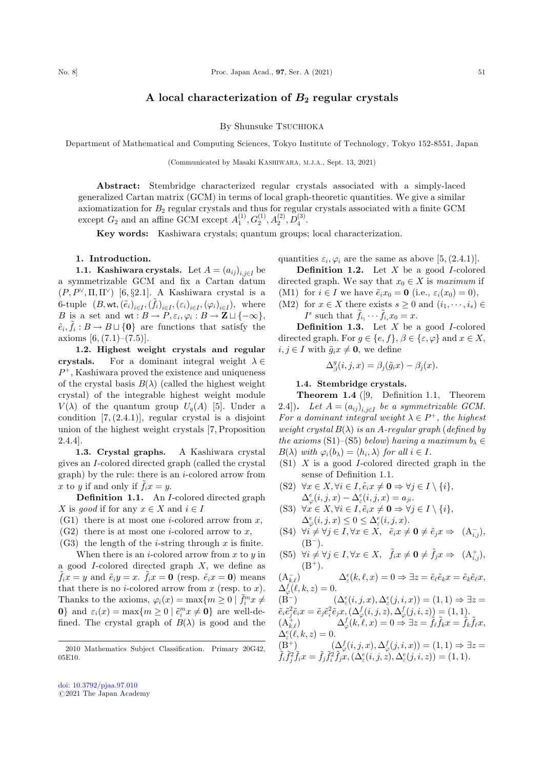# A local characterization of $B_2$ regular crystals

By Shunsuke TSUCHIOKA

Department of Mathematical and Computing Sciences, Tokyo Institute of Technology, Tokyo 152-8551, Japan

(Communicated by Masaki KASHIWARA, M.J.A., Sept. 13, 2021)

**Abstract:** Stembridge characterized regular crystals associated with a simply-laced generalized Cartan matrix (GCM) in terms of local graph-theoretic quantities. We give a similar axiomatization for $B_2$ regular crystals and thus for regular crystals associated with a finite GCM except $G_2$ and an affine GCM except $A_1^{(1)}, G_2^{(1)}, A_2^{(2)}, D_4^{(3)}$.

**Key words:** Kashiwara crystals; quantum groups; local characterization.

## 1. Introduction.

**1.1. Kashiwara crystals.** Let $A = (a_{ij})_{i,j\in I}$ be a symmetrizable GCM and fix a Cartan datum $(P, P^\vee, \Pi, \Pi^\vee)$ [6, §2.1]. A Kashiwara crystal is a 6-tuple $(B, \mathsf{wt}, (\tilde{e}_i)_{i\in I}, (\tilde{f}_i)_{i\in I}, (\varepsilon_i)_{i\in I}, (\varphi_i)_{i\in I})$, where $B$ is a set and $\mathsf{wt} : B \to P, \varepsilon_i, \varphi_i : B \to \mathbf{Z} \sqcup \{-\infty\}$, $\tilde{e}_i, \tilde{f}_i : B \to B \sqcup \{\mathbf{0}\}$ are functions that satisfy the axioms [6, (7.1)–(7.5)].

**1.2. Highest weight crystals and regular crystals.** For a dominant integral weight $\lambda \in P^+$, Kashiwara proved the existence and uniqueness of the crystal basis $B(\lambda)$ (called the highest weight crystal) of the integrable highest weight module $V(\lambda)$ of the quantum group $U_q(A)$ [5]. Under a condition [7, (2.4.1)], regular crystal is a disjoint union of the highest weight crystals [7, Proposition 2.4.4].

**1.3. Crystal graphs.** A Kashiwara crystal gives an $I$-colored directed graph (called the crystal graph) by the rule: there is an $i$-colored arrow from $x$ to $y$ if and only if $\tilde{f}_i x = y$.

**Definition 1.1.** An $I$-colored directed graph $X$ is *good* if for any $x \in X$ and $i \in I$

(G1) there is at most one $i$-colored arrow from $x$,
(G2) there is at most one $i$-colored arrow to $x$,
(G3) the length of the $i$-string through $x$ is finite.

When there is an $i$-colored arrow from $x$ to $y$ in a good $I$-colored directed graph $X$, we define as $\tilde{f}_i x = y$ and $\tilde{e}_i y = x$. $\tilde{f}_i x = \mathbf{0}$ (resp. $\tilde{e}_i x = \mathbf{0}$) means that there is no $i$-colored arrow from $x$ (resp. to $x$). Thanks to the axioms, $\varphi_i(x) = \max\{m \geq 0 \mid \tilde{f}_i^m x \neq \mathbf{0}\}$ and $\varepsilon_i(x) = \max\{m \geq 0 \mid \tilde{e}_i^m x \neq \mathbf{0}\}$ are well-defined. The crystal graph of $B(\lambda)$ is good and the quantities $\varepsilon_i, \varphi_i$ are the same as above [5, (2.4.1)].

**Definition 1.2.** Let $X$ be a good $I$-colored directed graph. We say that $x_0 \in X$ is *maximum* if

(M1) for $i \in I$ we have $\tilde{e}_i x_0 = \mathbf{0}$ (i.e., $\varepsilon_i(x_0) = 0$),
(M2) for $x \in X$ there exists $s \geq 0$ and $(i_1, \cdots, i_s) \in I^s$ such that $\tilde{f}_{i_1} \cdots \tilde{f}_{i_s} x_0 = x$.

**Definition 1.3.** Let $X$ be a good $I$-colored directed graph. For $g \in \{e, f\}$, $\beta \in \{\varepsilon, \varphi\}$ and $x \in X$, $i, j \in I$ with $\tilde{g}_i x \neq \mathbf{0}$, we define

$$\Delta^g_\beta(i, j, x) = \beta_j(\tilde{g}_i x) - \beta_j(x).$$

**1.4. Stembridge crystals.**

**Theorem 1.4** ([9, Definition 1.1, Theorem 2.4]). *Let $A = (a_{ij})_{i,j\in I}$ be a symmetrizable GCM. For a dominant integral weight $\lambda \in P^+$, the highest weight crystal $B(\lambda)$ is an $A$-regular graph (defined by the axioms* (S1)–(S5) *below) having a maximum $b_\lambda \in B(\lambda)$ with $\varphi_i(b_\lambda) = \langle h_i, \lambda\rangle$ for all $i \in I$.*

(S1) $X$ is a good $I$-colored directed graph in the sense of Definition 1.1.
(S2) $\forall x \in X, \forall i \in I, \tilde{e}_i x \neq \mathbf{0} \Rightarrow \forall j \in I \setminus \{i\}$, $\Delta^e_\varphi(i, j, x) - \Delta^e_\varepsilon(i, j, x) = a_{ji}$.
(S3) $\forall x \in X, \forall i \in I, \tilde{e}_i x \neq \mathbf{0} \Rightarrow \forall j \in I \setminus \{i\}$, $\Delta^e_\varphi(i, j, x) \leq 0 \leq \Delta^e_\varepsilon(i, j, x)$.
(S4) $\forall i \neq \forall j \in I, \forall x \in X, \quad \tilde{e}_i x \neq \mathbf{0} \neq \tilde{e}_j x \Rightarrow \quad (\mathrm{A}^-_{i,j})$, $(\mathrm{B}^-)$.
(S5) $\forall i \neq \forall j \in I, \forall x \in X, \quad \tilde{f}_i x \neq \mathbf{0} \neq \tilde{f}_j x \Rightarrow \quad (\mathrm{A}^+_{i,j})$, $(\mathrm{B}^+)$.

$(\mathrm{A}^-_{k,\ell})$ $\quad \Delta^e_\varepsilon(k, \ell, x) = 0 \Rightarrow \exists z = \tilde{e}_\ell \tilde{e}_k x = \tilde{e}_k \tilde{e}_\ell x$, $\Delta^f_\varphi(\ell, k, z) = 0$.

$(\mathrm{B}^-)$ $\quad (\Delta^e_\varepsilon(i, j, x), \Delta^e_\varepsilon(j, i, x)) = (1, 1) \Rightarrow \exists z = \tilde{e}_i \tilde{e}_j^2 \tilde{e}_i x = \tilde{e}_j \tilde{e}_i^2 \tilde{e}_j x, (\Delta^f_\varphi(i, j, z), \Delta^f_\varphi(j, i, z)) = (1, 1)$.

$(\mathrm{A}^+_{k,\ell})$ $\quad \Delta^f_\varphi(k, \ell, x) = 0 \Rightarrow \exists z = \tilde{f}_\ell \tilde{f}_k x = \tilde{f}_k \tilde{f}_\ell x$, $\Delta^e_\varepsilon(\ell, k, z) = 0$.

$(\mathrm{B}^+)$ $\quad (\Delta^f_\varphi(i, j, x), \Delta^f_\varphi(j, i, x)) = (1, 1) \Rightarrow \exists z = \tilde{f}_i \tilde{f}_j^2 \tilde{f}_i x = \tilde{f}_j \tilde{f}_i^2 \tilde{f}_j x, (\Delta^e_\varepsilon(i, j, z), \Delta^e_\varepsilon(j, i, z)) = (1, 1)$.

---

2010 Mathematics Subject Classification. Primary 20G42, 05E10.

doi: 10.3792/pjaa.97.010
©2021 The Japan Academy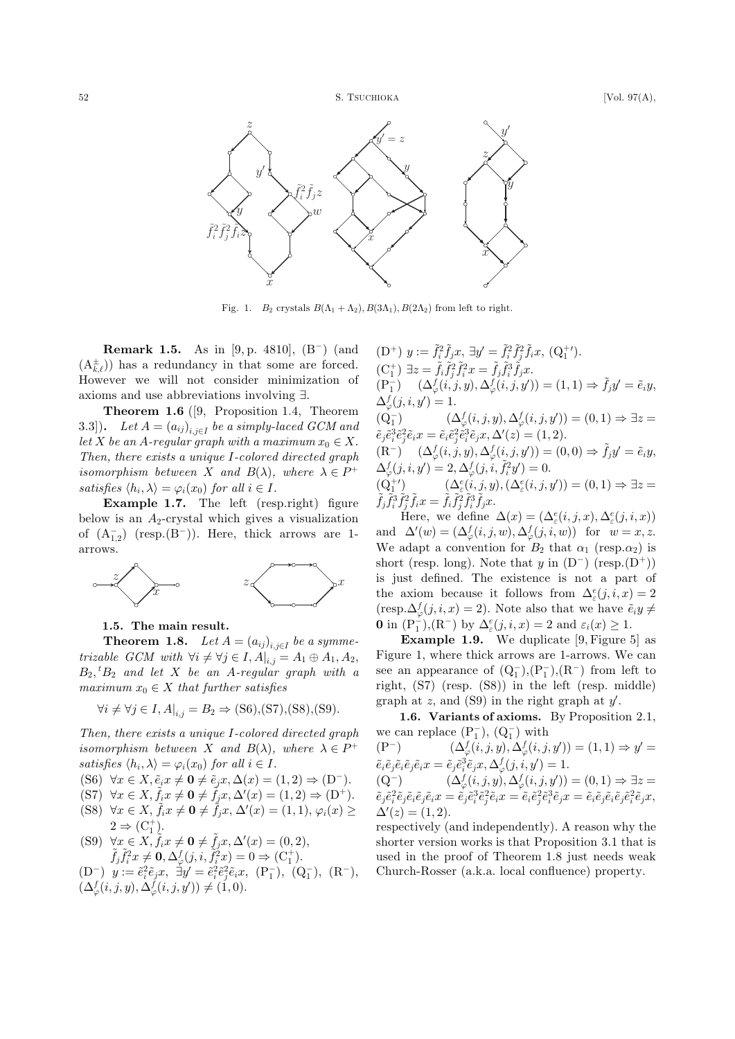Fig. 1. $B_2$ crystals $B(\Lambda_1+\Lambda_2), B(3\Lambda_1), B(2\Lambda_2)$ from left to right.

**Remark 1.5.** As in [9, p. 4810], ($\mathrm{B}^-$) (and ($\mathrm{A}^{\pm}_{k,\ell}$)) has a redundancy in that some are forced. However we will not consider minimization of axioms and use abbreviations involving $\exists$.

**Theorem 1.6** ([9, Proposition 1.4, Theorem 3.3]). *Let $A=(a_{ij})_{i,j\in I}$ be a simply-laced GCM and let $X$ be an $A$-regular graph with a maximum $x_0\in X$. Then, there exists a unique $I$-colored directed graph isomorphism between $X$ and $B(\lambda)$, where $\lambda\in P^+$ satisfies $\langle h_i,\lambda\rangle=\varphi_i(x_0)$ for all $i\in I$.*

**Example 1.7.** The left (resp.right) figure below is an $A_2$-crystal which gives a visualization of ($\mathrm{A}^-_{1,2}$) (resp.($\mathrm{B}^-$)). Here, thick arrows are 1-arrows.

### 1.5. The main result.

**Theorem 1.8.** *Let $A=(a_{ij})_{i,j\in I}$ be a symmetrizable GCM with $\forall i\neq\forall j\in I, A|_{i,j}=A_1\oplus A_1, A_2, B_2, {}^tB_2$ and let $X$ be an $A$-regular graph with a maximum $x_0\in X$ that further satisfies*

$$\forall i\neq\forall j\in I, A|_{i,j}=B_2\Rightarrow \text{(S6),(S7),(S8),(S9)}.$$

*Then, there exists a unique $I$-colored directed graph isomorphism between $X$ and $B(\lambda)$, where $\lambda\in P^+$ satisfies $\langle h_i,\lambda\rangle=\varphi_i(x_0)$ for all $i\in I$.*

(S6) $\forall x\in X, \tilde{e}_i x\neq \mathbf{0}\neq\tilde{e}_j x, \Delta(x)=(1,2)\Rightarrow(\mathrm{D}^-)$.

(S7) $\forall x\in X, \tilde{f}_i x\neq \mathbf{0}\neq\tilde{f}_j x, \Delta'(x)=(1,2)\Rightarrow(\mathrm{D}^+)$.

(S8) $\forall x\in X, \tilde{f}_i x\neq \mathbf{0}\neq\tilde{f}_j x, \Delta'(x)=(1,1), \varphi_i(x)\geq 2\Rightarrow(\mathrm{C}^+_1)$.

(S9) $\forall x\in X, \tilde{f}_i x\neq \mathbf{0}\neq\tilde{f}_j x, \Delta'(x)=(0,2), \tilde{f}_j\tilde{f}_i^2 x\neq\mathbf{0}, \Delta^f_\varphi(j,i,\tilde{f}_i^2 x)=0\Rightarrow(\mathrm{C}^+_1)$.

($\mathrm{D}^-$) $y:=\tilde{e}_i^2\tilde{e}_j x$, $\exists y'=\tilde{e}_i^2\tilde{e}_j^2\tilde{e}_i x$, ($\mathrm{P}^-_1$), ($\mathrm{Q}^-_1$), ($\mathrm{R}^-$), $(\Delta^f_\varphi(i,j,y),\Delta^f_\varphi(i,j,y'))\neq(1,0)$.

($\mathrm{D}^+$) $y:=\tilde{f}_i^2\tilde{f}_j x$, $\exists y'=\tilde{f}_i^2\tilde{f}_j^2\tilde{f}_i x$, ($\mathrm{Q}^{+\prime}_1$).

($\mathrm{C}^+_1$) $\exists z=\tilde{f}_i\tilde{f}_j^2\tilde{f}_i^2 x=\tilde{f}_j\tilde{f}_i^3\tilde{f}_j x$.

($\mathrm{P}^-_1$) $(\Delta^f_\varphi(i,j,y),\Delta^f_\varphi(i,j,y'))=(1,1)\Rightarrow\tilde{f}_j y'=\tilde{e}_i y$, $\Delta^f_\varphi(j,i,y')=1$.

($\mathrm{Q}^-_1$) $(\Delta^f_\varphi(i,j,y),\Delta^f_\varphi(i,j,y'))=(0,1)\Rightarrow\exists z=\tilde{e}_j\tilde{e}_i^3\tilde{e}_j^2\tilde{e}_i x=\tilde{e}_i\tilde{e}_j^2\tilde{e}_i^3\tilde{e}_j x, \Delta'(z)=(1,2)$.

($\mathrm{R}^-$) $(\Delta^f_\varphi(i,j,y),\Delta^f_\varphi(i,j,y'))=(0,0)\Rightarrow\tilde{f}_j y'=\tilde{e}_i y$, $\Delta^f_\varphi(j,i,y')=2, \Delta^f_\varphi(j,i,\tilde{f}_i^2 y')=0$.

($\mathrm{Q}^{+\prime}_1$) $(\Delta^e_\varepsilon(i,j,y),(\Delta^e_\varepsilon(i,j,y'))=(0,1)\Rightarrow\exists z=\tilde{f}_j\tilde{f}_i^3\tilde{f}_j^2\tilde{f}_i x=\tilde{f}_i\tilde{f}_j^2\tilde{f}_i^3\tilde{f}_j x$.

Here, we define $\Delta(x)=(\Delta^e_\varepsilon(i,j,x),\Delta^e_\varepsilon(j,i,x))$ and $\Delta'(w)=(\Delta^f_\varphi(i,j,w),\Delta^f_\varphi(j,i,w))$ for $w=x,z$. We adapt a convention for $B_2$ that $\alpha_1$ (resp.$\alpha_2$) is short (resp. long). Note that $y$ in ($\mathrm{D}^-$) (resp.($\mathrm{D}^+$)) is just defined. The existence is not a part of the axiom because it follows from $\Delta^e_\varepsilon(j,i,x)=2$ (resp.$\Delta^f_\varphi(j,i,x)=2$). Note also that we have $\tilde{e}_i y\neq\mathbf{0}$ in ($\mathrm{P}^-_1$),($\mathrm{R}^-$) by $\Delta^e_\varepsilon(j,i,x)=2$ and $\varepsilon_i(x)\geq 1$.

**Example 1.9.** We duplicate [9, Figure 5] as Figure 1, where thick arrows are 1-arrows. We can see an appearance of ($\mathrm{Q}^-_1$),($\mathrm{P}^-_1$),($\mathrm{R}^-$) from left to right, (S7) (resp. (S8)) in the left (resp. middle) graph at $z$, and (S9) in the right graph at $y'$.

### 1.6. Variants of axioms.

By Proposition 2.1, we can replace ($\mathrm{P}^-_1$), ($\mathrm{Q}^-_1$) with

($\mathrm{P}^-$) $(\Delta^f_\varphi(i,j,y),\Delta^f_\varphi(i,j,y'))=(1,1)\Rightarrow y'=\tilde{e}_i\tilde{e}_j\tilde{e}_i\tilde{e}_j\tilde{e}_i x=\tilde{e}_j\tilde{e}_i^3\tilde{e}_j x, \Delta^f_\varphi(j,i,y')=1$.

($\mathrm{Q}^-$) $(\Delta^f_\varphi(i,j,y),\Delta^f_\varphi(i,j,y'))=(0,1)\Rightarrow\exists z=\tilde{e}_j\tilde{e}_i^2\tilde{e}_j\tilde{e}_i\tilde{e}_j\tilde{e}_i x=\tilde{e}_j\tilde{e}_i^3\tilde{e}_j^2\tilde{e}_i x=\tilde{e}_i\tilde{e}_j^2\tilde{e}_i^3\tilde{e}_j x=\tilde{e}_i\tilde{e}_j\tilde{e}_i\tilde{e}_j\tilde{e}_i^2\tilde{e}_j x$, $\Delta'(z)=(1,2)$.

respectively (and independently). A reason why the shorter version works is that Proposition 3.1 that is used in the proof of Theorem 1.8 just needs weak Church-Rosser (a.k.a. local confluence) property.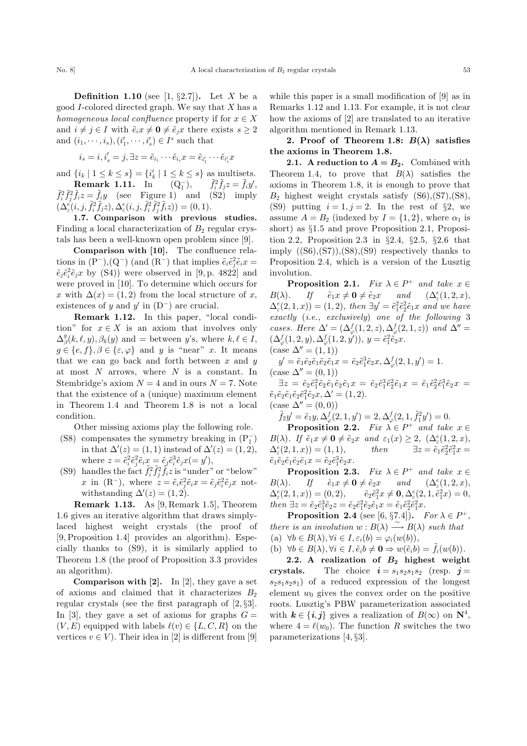**Definition 1.10** (see [1, §2.7]). Let $X$ be a good $I$-colored directed graph. We say that $X$ has a *homogeneous local confluence* property if for $x \in X$ and $i \neq j \in I$ with $\tilde{e}_i x \neq \mathbf{0} \neq \tilde{e}_j x$ there exists $s \geq 2$ and $(i_1, \cdots, i_s), (i'_1, \cdots, i'_s) \in I^s$ such that

$$i_s = i, i'_s = j, \exists z = \tilde{e}_{i_1} \cdots \tilde{e}_{i_s} x = \tilde{e}_{i'_1} \cdots \tilde{e}_{i'_s} x$$

and $\{i_k \mid 1 \leq k \leq s\} = \{i'_k \mid 1 \leq k \leq s\}$ as multisets.

**Remark 1.11.** In $(\mathrm{Q}_1^-)$, $\tilde{f}_i^2 \tilde{f}_j z = \tilde{f}_i y'$, $\tilde{f}_i^2 \tilde{f}_j^2 \tilde{f}_i z = \tilde{f}_i y$ (see Figure 1) and (S2) imply $(\Delta^e_\varepsilon(i, j, \tilde{f}_i^2 \tilde{f}_j z), \Delta^e_\varepsilon(i, j, \tilde{f}_i^2 \tilde{f}_j^2 \tilde{f}_i z)) = (0, 1)$.

**1.7. Comparison with previous studies.** Finding a local characterization of $B_2$ regular crystals has been a well-known open problem since [9].

**Comparison with [10].** The confluence relations in $(\mathrm{P}^-)$,$(\mathrm{Q}^-)$ (and $(\mathrm{R}^-)$ that implies $\tilde{e}_i \tilde{e}_j^2 \tilde{e}_i x = \tilde{e}_j \tilde{e}_i^2 \tilde{e}_j x$ by (S4)) were observed in [9, p. 4822] and were proved in [10]. To determine which occurs for $x$ with $\Delta(x) = (1, 2)$ from the local structure of $x$, existences of $y$ and $y'$ in $(\mathrm{D}^-)$ are crucial.

**Remark 1.12.** In this paper, "local condition" for $x \in X$ is an axiom that involves only $\Delta^g_\beta(k, \ell, y), \beta_k(y)$ and $=$ between $y$'s, where $k, \ell \in I$, $g \in \{e, f\}, \beta \in \{\varepsilon, \varphi\}$ and $y$ is "near" $x$. It means that we can go back and forth between $x$ and $y$ at most $N$ arrows, where $N$ is a constant. In Stembridge's axiom $N = 4$ and in ours $N = 7$. Note that the existence of a (unique) maximum element in Theorem 1.4 and Theorem 1.8 is not a local condition.

Other missing axioms play the following role.

- (S8) compensates the symmetry breaking in $(\mathrm{P}_1^-)$ in that $\Delta'(z) = (1, 1)$ instead of $\Delta'(z) = (1, 2)$, where $z = \tilde{e}_i^2 \tilde{e}_j^2 \tilde{e}_i x = \tilde{e}_j \tilde{e}_i^3 \tilde{e}_j x (= y')$,
- (S9) handles the fact $\tilde{f}_i^2 \tilde{f}_j^2 \tilde{f}_i z$ is "under" or "below" $x$ in $(\mathrm{R}^-)$, where $z = \tilde{e}_i \tilde{e}_j^2 \tilde{e}_i x = \tilde{e}_j \tilde{e}_i^2 \tilde{e}_j x$ notwithstanding $\Delta'(z) = (1, 2)$.

**Remark 1.13.** As [9, Remark 1.5], Theorem 1.6 gives an iterative algorithm that draws simply-laced highest weight crystals (the proof of [9, Proposition 1.4] provides an algorithm). Especially thanks to (S9), it is similarly applied to Theorem 1.8 (the proof of Proposition 3.3 provides an algorithm).

**Comparison with [2].** In [2], they gave a set of axioms and claimed that it characterizes $B_2$ regular crystals (see the first paragraph of [2, §3]. In [3], they gave a set of axioms for graphs $G = (V, E)$ equipped with labels $\ell(v) \in \{L, C, R\}$ on the vertices $v \in V$). Their idea in [2] is different from [9] while this paper is a small modification of [9] as in Remarks 1.12 and 1.13. For example, it is not clear how the axioms of [2] are translated to an iterative algorithm mentioned in Remark 1.13.

## 2. Proof of Theorem 1.8: $B(\lambda)$ satisfies the axioms in Theorem 1.8.

**2.1. A reduction to $A = B_2$.** Combined with Theorem 1.4, to prove that $B(\lambda)$ satisfies the axioms in Theorem 1.8, it is enough to prove that $B_2$ highest weight crystals satisfy (S6),(S7),(S8), (S9) putting $i = 1, j = 2$. In the rest of §2, we assume $A = B_2$ (indexed by $I = \{1, 2\}$, where $\alpha_1$ is short) as §1.5 and prove Proposition 2.1, Proposition 2.2, Proposition 2.3 in §2.4, §2.5, §2.6 that imply ((S6),(S7)),(S8),(S9) respectively thanks to Proposition 2.4, which is a version of the Lusztig involution.

**Proposition 2.1.** *Fix $\lambda \in P^+$ and take $x \in B(\lambda)$. If $\tilde{e}_1 x \neq \mathbf{0} \neq \tilde{e}_2 x$ and $(\Delta^e_\varepsilon(1, 2, x), \Delta^e_\varepsilon(2, 1, x)) = (1, 2)$, then $\exists y' = \tilde{e}_1^2 \tilde{e}_2^2 \tilde{e}_1 x$ and we have exactly (i.e., exclusively) one of the following 3 cases. Here $\Delta' = (\Delta^f_\varphi(1, 2, z), \Delta^f_\varphi(2, 1, z))$ and $\Delta'' = (\Delta^f_\varphi(1, 2, y), \Delta^f_\varphi(1, 2, y'))$, $y = \tilde{e}_1^2 \tilde{e}_2 x$.*

(case $\Delta'' = (1, 1)$)

$y' = \tilde{e}_1 \tilde{e}_2 \tilde{e}_1 \tilde{e}_2 \tilde{e}_1 x = \tilde{e}_2 \tilde{e}_1^3 \tilde{e}_2 x, \Delta^f_\varphi(2, 1, y') = 1$.

(case $\Delta'' = (0, 1)$)

$\exists z = \tilde{e}_2 \tilde{e}_1^2 \tilde{e}_2 \tilde{e}_1 \tilde{e}_2 \tilde{e}_1 x = \tilde{e}_2 \tilde{e}_1^3 \tilde{e}_2^2 \tilde{e}_1 x = \tilde{e}_1 \tilde{e}_2^2 \tilde{e}_1^3 \tilde{e}_2 x = \tilde{e}_1 \tilde{e}_2 \tilde{e}_1 \tilde{e}_2 \tilde{e}_1^2 \tilde{e}_2 x, \Delta' = (1, 2)$.

(case $\Delta'' = (0, 0)$)

$\tilde{f}_2 y' = \tilde{e}_1 y, \Delta^f_\varphi(2, 1, y') = 2, \Delta^f_\varphi(2, 1, \tilde{f}_1^2 y') = 0$.

**Proposition 2.2.** *Fix $\lambda \in P^+$ and take $x \in B(\lambda)$. If $\tilde{e}_1 x \neq \mathbf{0} \neq \tilde{e}_2 x$ and $\varepsilon_1(x) \geq 2$, $(\Delta^e_\varepsilon(1, 2, x), \Delta^e_\varepsilon(2, 1, x)) = (1, 1)$, then $\exists z = \tilde{e}_1 \tilde{e}_2^2 \tilde{e}_1^2 x = \tilde{e}_1 \tilde{e}_2 \tilde{e}_1 \tilde{e}_2 \tilde{e}_1 x = \tilde{e}_2 \tilde{e}_1^3 \tilde{e}_2 x$.*

**Proposition 2.3.** *Fix $\lambda \in P^+$ and take $x \in B(\lambda)$. If $\tilde{e}_1 x \neq \mathbf{0} \neq \tilde{e}_2 x$ and $(\Delta^e_\varepsilon(1, 2, x), \Delta^e_\varepsilon(2, 1, x)) = (0, 2)$, $\tilde{e}_2 \tilde{e}_1^2 x \neq \mathbf{0}, \Delta^e_\varepsilon(2, 1, \tilde{e}_1^2 x) = 0$, then $\exists z = \tilde{e}_2 \tilde{e}_1^3 \tilde{e}_2 z = \tilde{e}_2 \tilde{e}_1^2 \tilde{e}_2 \tilde{e}_1 x = \tilde{e}_1 \tilde{e}_2^2 \tilde{e}_1^2 x$.*

**Proposition 2.4** (see [6, §7.4]). *For $\lambda \in P^+$, there is an involution $w : B(\lambda) \xrightarrow{\sim} B(\lambda)$ such that*

*(a) $\forall b \in B(\lambda), \forall i \in I, \varepsilon_i(b) = \varphi_i(w(b))$,*

*(b) $\forall b \in B(\lambda), \forall i \in I, \tilde{e}_i b \neq \mathbf{0} \Rightarrow w(\tilde{e}_i b) = \tilde{f}_i(w(b))$.*

**2.2. A realization of $B_2$ highest weight crystals.** The choice $\boldsymbol{i} = s_1 s_2 s_1 s_2$ (resp. $\boldsymbol{j} = s_2 s_1 s_2 s_1$) of a reduced expression of the longest element $w_0$ gives the convex order on the positive roots. Lusztig's PBW parameterization associated with $\boldsymbol{k} \in \{\boldsymbol{i}, \boldsymbol{j}\}$ gives a realization of $B(\infty)$ on $\mathbf{N}^4$, where $4 = \ell(w_0)$. The function $R$ switches the two parameterizations [4, §3].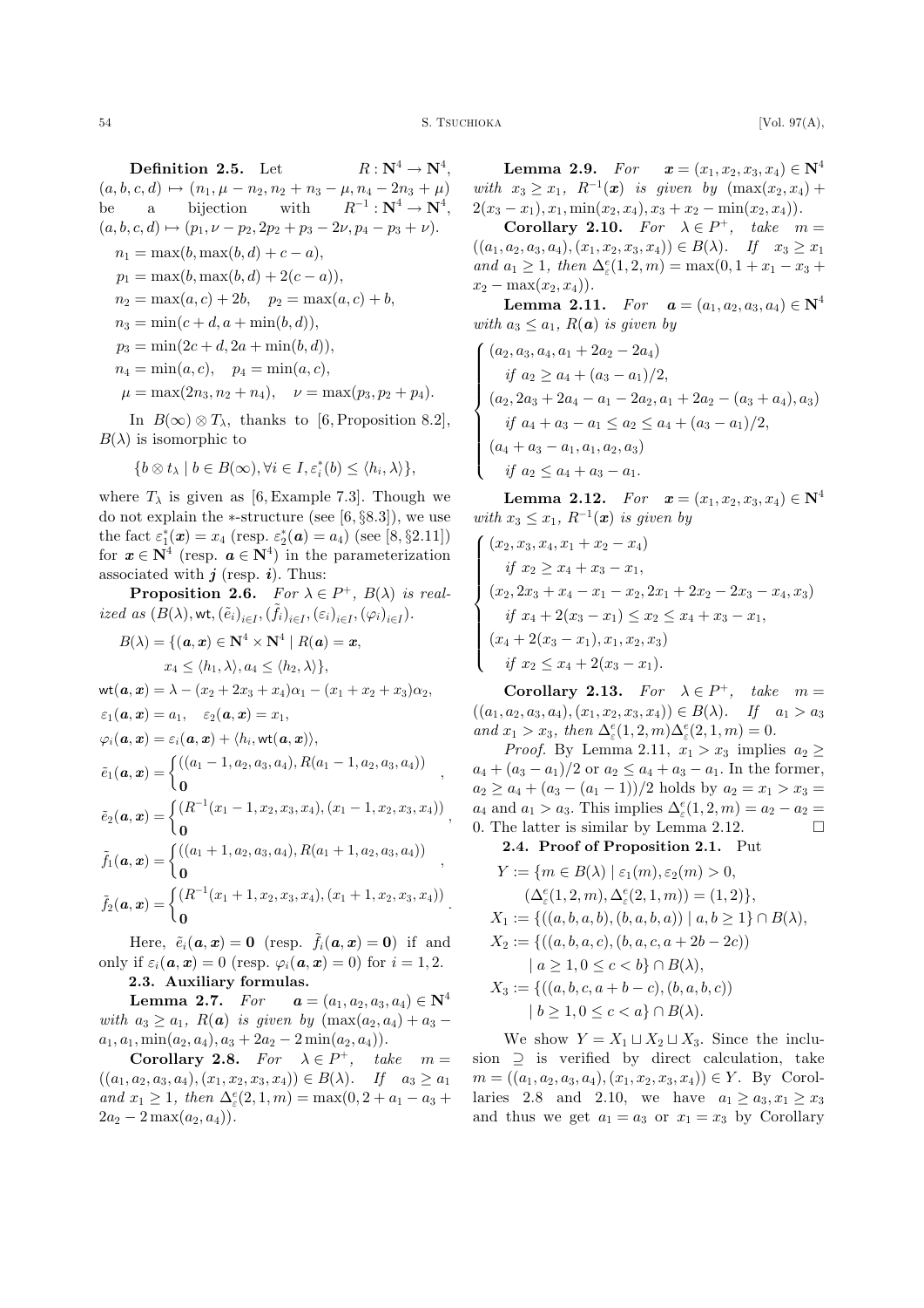**Definition 2.5.** Let $R : \mathbf{N}^4 \to \mathbf{N}^4$, $(a,b,c,d) \mapsto (n_1, \mu - n_2, n_2 + n_3 - \mu, n_4 - 2n_3 + \mu)$ be a bijection with $R^{-1} : \mathbf{N}^4 \to \mathbf{N}^4$, $(a,b,c,d) \mapsto (p_1, \nu - p_2, 2p_2 + p_3 - 2\nu, p_4 - p_3 + \nu)$.

$$n_1 = \max(b, \max(b,d) + c - a),$$
$$p_1 = \max(b, \max(b,d) + 2(c - a)),$$
$$n_2 = \max(a,c) + 2b, \quad p_2 = \max(a,c) + b,$$
$$n_3 = \min(c + d, a + \min(b,d)),$$
$$p_3 = \min(2c + d, 2a + \min(b,d)),$$
$$n_4 = \min(a,c), \quad p_4 = \min(a,c),$$
$$\mu = \max(2n_3, n_2 + n_4), \quad \nu = \max(p_3, p_2 + p_4).$$

In $B(\infty) \otimes T_\lambda$, thanks to [6, Proposition 8.2], $B(\lambda)$ is isomorphic to

$$\{b \otimes t_\lambda \mid b \in B(\infty), \forall i \in I, \varepsilon_i^*(b) \le \langle h_i, \lambda \rangle\},$$

where $T_\lambda$ is given as [6, Example 7.3]. Though we do not explain the $*$-structure (see [6, §8.3]), we use the fact $\varepsilon_1^*(\boldsymbol{x}) = x_4$ (resp. $\varepsilon_2^*(\boldsymbol{a}) = a_4$) (see [8, §2.11]) for $\boldsymbol{x} \in \mathbf{N}^4$ (resp. $\boldsymbol{a} \in \mathbf{N}^4$) in the parameterization associated with $\boldsymbol{j}$ (resp. $\boldsymbol{i}$). Thus:

**Proposition 2.6.** *For $\lambda \in P^+$, $B(\lambda)$ is realized as $(B(\lambda), \mathsf{wt}, (\tilde{e}_i)_{i \in I}, (\tilde{f}_i)_{i \in I}, (\varepsilon_i)_{i \in I}, (\varphi_i)_{i \in I})$.*

$$B(\lambda) = \{(\boldsymbol{a}, \boldsymbol{x}) \in \mathbf{N}^4 \times \mathbf{N}^4 \mid R(\boldsymbol{a}) = \boldsymbol{x}, \\ x_4 \le \langle h_1, \lambda \rangle, a_4 \le \langle h_2, \lambda \rangle\},$$

$$\mathsf{wt}(\boldsymbol{a}, \boldsymbol{x}) = \lambda - (x_2 + 2x_3 + x_4)\alpha_1 - (x_1 + x_2 + x_3)\alpha_2,$$

$$\varepsilon_1(\boldsymbol{a}, \boldsymbol{x}) = a_1, \quad \varepsilon_2(\boldsymbol{a}, \boldsymbol{x}) = x_1,$$

$$\varphi_i(\boldsymbol{a}, \boldsymbol{x}) = \varepsilon_i(\boldsymbol{a}, \boldsymbol{x}) + \langle h_i, \mathsf{wt}(\boldsymbol{a}, \boldsymbol{x}) \rangle,$$

$$\tilde{e}_1(\boldsymbol{a}, \boldsymbol{x}) = \begin{cases} ((a_1 - 1, a_2, a_3, a_4), R(a_1 - 1, a_2, a_3, a_4)) \\ \mathbf{0} \end{cases},$$

$$\tilde{e}_2(\boldsymbol{a}, \boldsymbol{x}) = \begin{cases} (R^{-1}(x_1 - 1, x_2, x_3, x_4), (x_1 - 1, x_2, x_3, x_4)) \\ \mathbf{0} \end{cases},$$

$$\tilde{f}_1(\boldsymbol{a}, \boldsymbol{x}) = \begin{cases} ((a_1 + 1, a_2, a_3, a_4), R(a_1 + 1, a_2, a_3, a_4)) \\ \mathbf{0} \end{cases},$$

$$\tilde{f}_2(\boldsymbol{a}, \boldsymbol{x}) = \begin{cases} (R^{-1}(x_1 + 1, x_2, x_3, x_4), (x_1 + 1, x_2, x_3, x_4)) \\ \mathbf{0} \end{cases}.$$

Here, $\tilde{e}_i(\boldsymbol{a}, \boldsymbol{x}) = \mathbf{0}$ (resp. $\tilde{f}_i(\boldsymbol{a}, \boldsymbol{x}) = \mathbf{0}$) if and only if $\varepsilon_i(\boldsymbol{a}, \boldsymbol{x}) = 0$ (resp. $\varphi_i(\boldsymbol{a}, \boldsymbol{x}) = 0$) for $i = 1, 2$.

### 2.3. Auxiliary formulas.

**Lemma 2.7.** *For $\boldsymbol{a} = (a_1, a_2, a_3, a_4) \in \mathbf{N}^4$ with $a_3 \ge a_1$, $R(\boldsymbol{a})$ is given by $(\max(a_2, a_4) + a_3 - a_1, a_1, \min(a_2, a_4), a_3 + 2a_2 - 2\min(a_2, a_4))$.*

**Corollary 2.8.** *For $\lambda \in P^+$, take $m = ((a_1, a_2, a_3, a_4), (x_1, x_2, x_3, x_4)) \in B(\lambda)$. If $a_3 \ge a_1$ and $x_1 \ge 1$, then $\Delta_\varepsilon^e(2, 1, m) = \max(0, 2 + a_1 - a_3 + 2a_2 - 2\max(a_2, a_4))$.*

**Lemma 2.9.** *For $\boldsymbol{x} = (x_1, x_2, x_3, x_4) \in \mathbf{N}^4$ with $x_3 \ge x_1$, $R^{-1}(\boldsymbol{x})$ is given by $(\max(x_2, x_4) + 2(x_3 - x_1), x_1, \min(x_2, x_4), x_3 + x_2 - \min(x_2, x_4))$.*

**Corollary 2.10.** *For $\lambda \in P^+$, take $m = ((a_1, a_2, a_3, a_4), (x_1, x_2, x_3, x_4)) \in B(\lambda)$. If $x_3 \ge x_1$ and $a_1 \ge 1$, then $\Delta_\varepsilon^e(1, 2, m) = \max(0, 1 + x_1 - x_3 + x_2 - \max(x_2, x_4))$.*

**Lemma 2.11.** *For $\boldsymbol{a} = (a_1, a_2, a_3, a_4) \in \mathbf{N}^4$ with $a_3 \le a_1$, $R(\boldsymbol{a})$ is given by*

$$\begin{cases} (a_2, a_3, a_4, a_1 + 2a_2 - 2a_4) \\ \quad \text{if } a_2 \ge a_4 + (a_3 - a_1)/2, \\ (a_2, 2a_3 + 2a_4 - a_1 - 2a_2, a_1 + 2a_2 - (a_3 + a_4), a_3) \\ \quad \text{if } a_4 + a_3 - a_1 \le a_2 \le a_4 + (a_3 - a_1)/2, \\ (a_4 + a_3 - a_1, a_1, a_2, a_3) \\ \quad \text{if } a_2 \le a_4 + a_3 - a_1. \end{cases}$$

**Lemma 2.12.** *For $\boldsymbol{x} = (x_1, x_2, x_3, x_4) \in \mathbf{N}^4$ with $x_3 \le x_1$, $R^{-1}(\boldsymbol{x})$ is given by*

$$\begin{cases} (x_2, x_3, x_4, x_1 + x_2 - x_4) \\ \quad \text{if } x_2 \ge x_4 + x_3 - x_1, \\ (x_2, 2x_3 + x_4 - x_1 - x_2, 2x_1 + 2x_2 - 2x_3 - x_4, x_3) \\ \quad \text{if } x_4 + 2(x_3 - x_1) \le x_2 \le x_4 + x_3 - x_1, \\ (x_4 + 2(x_3 - x_1), x_1, x_2, x_3) \\ \quad \text{if } x_2 \le x_4 + 2(x_3 - x_1). \end{cases}$$

**Corollary 2.13.** *For $\lambda \in P^+$, take $m = ((a_1, a_2, a_3, a_4), (x_1, x_2, x_3, x_4)) \in B(\lambda)$. If $a_1 > a_3$ and $x_1 > x_3$, then $\Delta_\varepsilon^e(1, 2, m)\Delta_\varepsilon^e(2, 1, m) = 0$.*

*Proof.* By Lemma 2.11, $x_1 > x_3$ implies $a_2 \ge a_4 + (a_3 - a_1)/2$ or $a_2 \le a_4 + a_3 - a_1$. In the former, $a_2 \ge a_4 + (a_3 - (a_1 - 1))/2$ holds by $a_2 = x_1 > x_3 = a_4$ and $a_1 > a_3$. This implies $\Delta_\varepsilon^e(1, 2, m) = a_2 - a_2 = 0$. The latter is similar by Lemma 2.12. $\square$

### 2.4. Proof of Proposition 2.1.

Put

$$Y := \{m \in B(\lambda) \mid \varepsilon_1(m), \varepsilon_2(m) > 0, \\ (\Delta_\varepsilon^e(1, 2, m), \Delta_\varepsilon^e(2, 1, m)) = (1, 2)\},$$
$$X_1 := \{((a, b, a, b), (b, a, b, a)) \mid a, b \ge 1\} \cap B(\lambda),$$
$$X_2 := \{((a, b, a, c), (b, a, c, a + 2b - 2c)) \\ \mid a \ge 1, 0 \le c < b\} \cap B(\lambda),$$
$$X_3 := \{((a, b, c, a + b - c), (b, a, b, c)) \\ \mid b \ge 1, 0 \le c < a\} \cap B(\lambda).$$

We show $Y = X_1 \sqcup X_2 \sqcup X_3$. Since the inclusion $\supseteq$ is verified by direct calculation, take $m = ((a_1, a_2, a_3, a_4), (x_1, x_2, x_3, x_4)) \in Y$. By Corollaries 2.8 and 2.10, we have $a_1 \ge a_3, x_1 \ge x_3$ and thus we get $a_1 = a_3$ or $x_1 = x_3$ by Corollary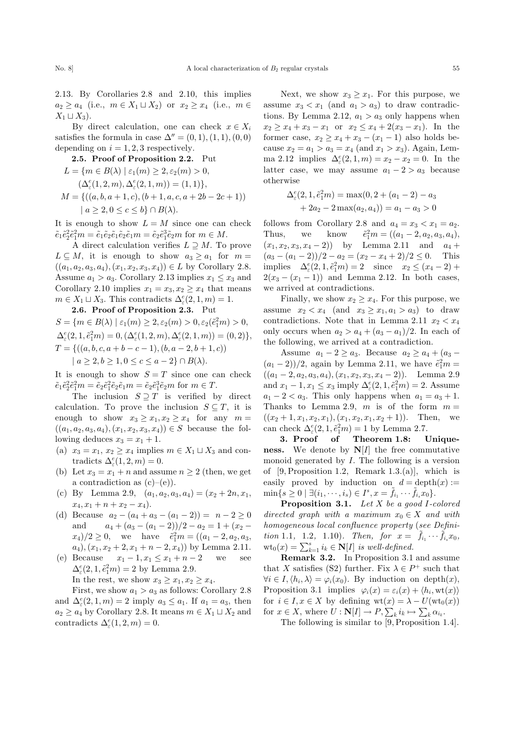2.13. By Corollaries 2.8 and 2.10, this implies $a_2 \geq a_4$ (i.e., $m \in X_1 \sqcup X_2$) or $x_2 \geq x_4$ (i.e., $m \in X_1 \sqcup X_3$).

By direct calculation, one can check $x \in X_i$ satisfies the formula in case $\Delta'' = (0,1), (1,1), (0,0)$ depending on $i = 1, 2, 3$ respectively.

**2.5. Proof of Proposition 2.2.** Put

$$L = \{m \in B(\lambda) \mid \varepsilon_1(m) \geq 2, \varepsilon_2(m) > 0, (\Delta^e_\varepsilon(1,2,m), \Delta^e_\varepsilon(2,1,m)) = (1,1)\},$$

$$M = \{((a,b,a+1,c),(b+1,a,c,a+2b-2c+1)) \mid a \geq 2, 0 \leq c \leq b\} \cap B(\lambda).$$

It is enough to show $L = M$ since one can check $\tilde{e}_1\tilde{e}_2^2\tilde{e}_1^2 m = \tilde{e}_1\tilde{e}_2\tilde{e}_1\tilde{e}_2\tilde{e}_1 m = \tilde{e}_2\tilde{e}_1^3\tilde{e}_2 m$ for $m \in M$.

A direct calculation verifies $L \supseteq M$. To prove $L \subseteq M$, it is enough to show $a_3 \geq a_1$ for $m = ((a_1,a_2,a_3,a_4),(x_1,x_2,x_3,x_4)) \in L$ by Corollary 2.8. Assume $a_1 > a_3$. Corollary 2.13 implies $x_1 \leq x_3$ and Corollary 2.10 implies $x_1 = x_3, x_2 \geq x_4$ that means $m \in X_1 \sqcup X_3$. This contradicts $\Delta^e_\varepsilon(2,1,m) = 1$.

**2.6. Proof of Proposition 2.3.** Put

$$S = \{m \in B(\lambda) \mid \varepsilon_1(m) \geq 2, \varepsilon_2(m) > 0, \varepsilon_2(\tilde{e}_1^2 m) > 0, \Delta^e_\varepsilon(2,1,\tilde{e}_1^2 m) = 0, (\Delta^e_\varepsilon(1,2,m), \Delta^e_\varepsilon(2,1,m)) = (0,2)\},$$

$$T = \{((a,b,c,a+b-c-1),(b,a-2,b+1,c)) \mid a \geq 2, b \geq 1, 0 \leq c \leq a-2\} \cap B(\lambda).$$

It is enough to show $S = T$ since one can check $\tilde{e}_1\tilde{e}_2^2\tilde{e}_1^2 m = \tilde{e}_2\tilde{e}_1^2\tilde{e}_2\tilde{e}_1 m = \tilde{e}_2\tilde{e}_1^3\tilde{e}_2 m$ for $m \in T$.

The inclusion $S \supseteq T$ is verified by direct calculation. To prove the inclusion $S \subseteq T$, it is enough to show $x_3 \geq x_1, x_2 \geq x_4$ for any $m = ((a_1,a_2,a_3,a_4),(x_1,x_2,x_3,x_4)) \in S$ because the following deduces $x_3 = x_1 + 1$.

(a) $x_3 = x_1$, $x_2 \geq x_4$ implies $m \in X_1 \sqcup X_3$ and contradicts $\Delta^e_\varepsilon(1,2,m) = 0$.

(b) Let $x_3 = x_1 + n$ and assume $n \geq 2$ (then, we get a contradiction as (c)–(e)).

(c) By Lemma 2.9, $(a_1,a_2,a_3,a_4) = (x_2+2n, x_1, x_4, x_1+n+x_2-x_4)$.

(d) Because $a_2 - (a_4 + a_3 - (a_1 - 2)) = n - 2 \geq 0$ and $a_4 + (a_3 - (a_1-2))/2 - a_2 = 1 + (x_2 - x_4)/2 \geq 0$, we have $\tilde{e}_1^2 m = ((a_1-2,a_2,a_3,a_4),(x_1,x_2+2,x_1+n-2,x_4))$ by Lemma 2.11.

(e) Because $x_1 - 1, x_1 \leq x_1 + n - 2$ we see $\Delta^e_\varepsilon(2,1,\tilde{e}_1^2 m) = 2$ by Lemma 2.9.

In the rest, we show $x_3 \geq x_1, x_2 \geq x_4$.

First, we show $a_1 > a_3$ as follows: Corollary 2.8 and $\Delta^e_\varepsilon(2,1,m) = 2$ imply $a_3 \leq a_1$. If $a_1 = a_3$, then $a_2 \geq a_4$ by Corollary 2.8. It means $m \in X_1 \sqcup X_2$ and contradicts $\Delta^e_\varepsilon(1,2,m) = 0$.

Next, we show $x_3 \geq x_1$. For this purpose, we assume $x_3 < x_1$ (and $a_1 > a_3$) to draw contradictions. By Lemma 2.12, $a_1 > a_3$ only happens when $x_2 \geq x_4 + x_3 - x_1$ or $x_2 \leq x_4 + 2(x_3 - x_1)$. In the former case, $x_2 \geq x_4 + x_3 - (x_1 - 1)$ also holds because $x_2 = a_1 > a_3 = x_4$ (and $x_1 > x_3$). Again, Lemma 2.12 implies $\Delta^e_\varepsilon(2,1,m) = x_2 - x_2 = 0$. In the latter case, we may assume $a_1 - 2 > a_3$ because otherwise

$$\Delta^e_\varepsilon(2,1,\tilde{e}_1^2 m) = \max(0, 2 + (a_1 - 2) - a_3 + 2a_2 - 2\max(a_2,a_4)) = a_1 - a_3 > 0$$

follows from Corollary 2.8 and $a_4 = x_3 < x_1 = a_2$. Thus, we know $\tilde{e}_1^2 m = ((a_1-2,a_2,a_3,a_4),(x_1,x_2,x_3,x_4-2))$ by Lemma 2.11 and $a_4 + (a_3 - (a_1-2))/2 - a_2 = (x_2 - x_4 + 2)/2 \leq 0$. This implies $\Delta^e_\varepsilon(2,1,\tilde{e}_1^2 m) = 2$ since $x_2 \leq (x_4 - 2) + 2(x_3 - (x_1 - 1))$ and Lemma 2.12. In both cases, we arrived at contradictions.

Finally, we show $x_2 \geq x_4$. For this purpose, we assume $x_2 < x_4$ (and $x_3 \geq x_1, a_1 > a_3$) to draw contradictions. Note that in Lemma 2.11 $x_2 < x_4$ only occurs when $a_2 > a_4 + (a_3 - a_1)/2$. In each of the following, we arrived at a contradiction.

Assume $a_1 - 2 \geq a_3$. Because $a_2 \geq a_4 + (a_3 - (a_1 - 2))/2$, again by Lemma 2.11, we have $\tilde{e}_1^2 m = ((a_1-2,a_2,a_3,a_4),(x_1,x_2,x_3,x_4-2))$. Lemma 2.9 and $x_1 - 1, x_1 \leq x_3$ imply $\Delta^e_\varepsilon(2,1,\tilde{e}_1^2 m) = 2$. Assume $a_1 - 2 < a_3$. This only happens when $a_1 = a_3 + 1$. Thanks to Lemma 2.9, $m$ is of the form $m = ((x_2+1,x_1,x_2,x_1),(x_1,x_2,x_1,x_2+1))$. Then, we can check $\Delta^e_\varepsilon(2,1,\tilde{e}_1^2 m) = 1$ by Lemma 2.7.

## 3. Proof of Theorem 1.8: Uniqueness.

We denote by $\mathbf{N}[I]$ the free commutative monoid generated by $I$. The following is a version of [9, Proposition 1.2, Remark 1.3.(a)], which is easily proved by induction on $d = \mathrm{depth}(x) := \min\{s \geq 0 \mid \exists (i_1,\cdots,i_s) \in I^s, x = \tilde{f}_{i_1}\cdots\tilde{f}_{i_s}x_0\}$.

**Proposition 3.1.** *Let $X$ be a good $I$-colored directed graph with a maximum $x_0 \in X$ and with homogeneous local confluence property (see Definition 1.1, 1.2, 1.10). Then, for $x = \tilde{f}_{i_1}\cdots\tilde{f}_{i_s}x_0$, $\mathrm{wt}_0(x) = \sum_{k=1}^{s} i_k \in \mathbf{N}[I]$ is well-defined.*

**Remark 3.2.** In Proposition 3.1 and assume that $X$ satisfies (S2) further. Fix $\lambda \in P^+$ such that $\forall i \in I, \langle h_i, \lambda \rangle = \varphi_i(x_0)$. By induction on $\mathrm{depth}(x)$, Proposition 3.1 implies $\varphi_i(x) = \varepsilon_i(x) + \langle h_i, \mathrm{wt}(x) \rangle$ for $i \in I, x \in X$ by defining $\mathrm{wt}(x) = \lambda - U(\mathrm{wt}_0(x))$ for $x \in X$, where $U : \mathbf{N}[I] \to P, \sum_k i_k \mapsto \sum_k \alpha_{i_k}$.

The following is similar to [9, Proposition 1.4].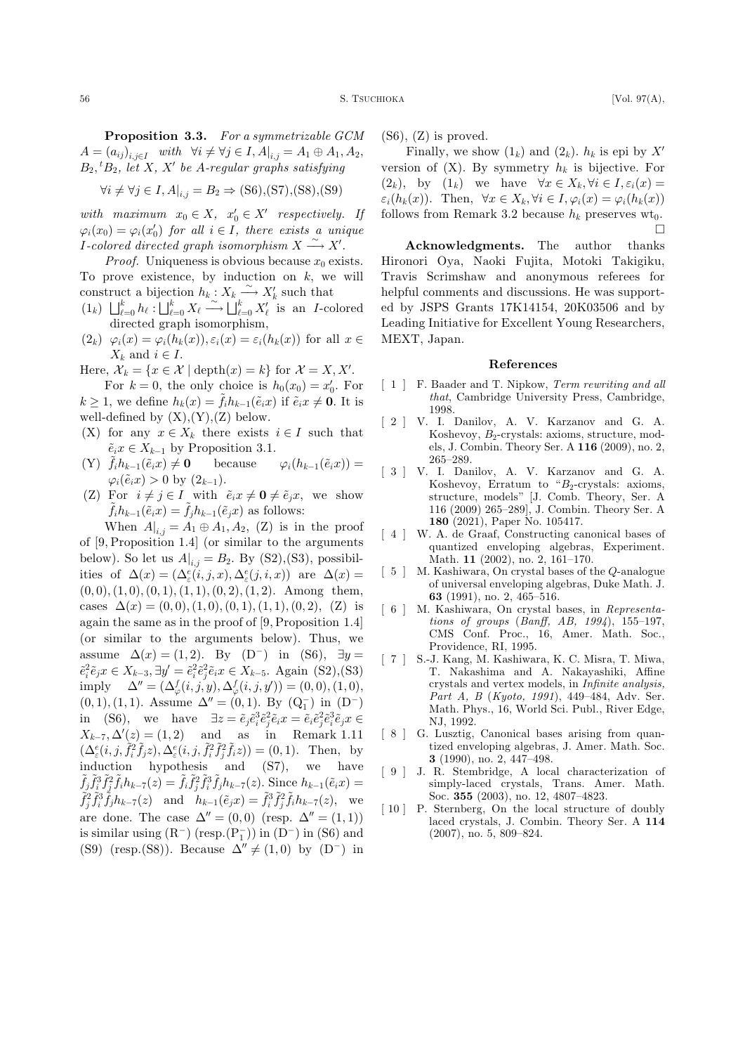**Proposition 3.3.** *For a symmetrizable GCM $A = (a_{ij})_{i,j \in I}$ with $\forall i \neq \forall j \in I, A|_{i,j} = A_1 \oplus A_1, A_2, B_2, {}^tB_2$, let $X$, $X'$ be $A$-regular graphs satisfying*

$$\forall i \neq \forall j \in I, A|_{i,j} = B_2 \Rightarrow \text{(S6),(S7),(S8),(S9)}$$

*with maximum $x_0 \in X$, $x_0' \in X'$ respectively. If $\varphi_i(x_0) = \varphi_i(x_0')$ for all $i \in I$, there exists a unique $I$-colored directed graph isomorphism $X \xrightarrow{\sim} X'$.*

*Proof.* Uniqueness is obvious because $x_0$ exists. To prove existence, by induction on $k$, we will construct a bijection $h_k : X_k \xrightarrow{\sim} X_k'$ such that

- $(1_k)$ $\bigsqcup_{\ell=0}^{k} h_\ell : \bigsqcup_{\ell=0}^{k} X_\ell \xrightarrow{\sim} \bigsqcup_{\ell=0}^{k} X_\ell'$ is an $I$-colored directed graph isomorphism,
- $(2_k)$ $\varphi_i(x) = \varphi_i(h_k(x)), \varepsilon_i(x) = \varepsilon_i(h_k(x))$ for all $x \in X_k$ and $i \in I$.

Here, $\mathcal{X}_k = \{x \in \mathcal{X} \mid \mathrm{depth}(x) = k\}$ for $\mathcal{X} = X, X'$.

For $k = 0$, the only choice is $h_0(x_0) = x_0'$. For $k \geq 1$, we define $h_k(x) = \tilde{f}_i h_{k-1}(\tilde{e}_i x)$ if $\tilde{e}_i x \neq \mathbf{0}$. It is well-defined by (X),(Y),(Z) below.

- (X) for any $x \in X_k$ there exists $i \in I$ such that $\tilde{e}_i x \in X_{k-1}$ by Proposition 3.1.
- (Y) $\tilde{f}_i h_{k-1}(\tilde{e}_i x) \neq \mathbf{0}$ because $\varphi_i(h_{k-1}(\tilde{e}_i x)) = \varphi_i(\tilde{e}_i x) > 0$ by $(2_{k-1})$.
- (Z) For $i \neq j \in I$ with $\tilde{e}_i x \neq \mathbf{0} \neq \tilde{e}_j x$, we show $\tilde{f}_i h_{k-1}(\tilde{e}_i x) = \tilde{f}_j h_{k-1}(\tilde{e}_j x)$ as follows:

When $A|_{i,j} = A_1 \oplus A_1, A_2$, (Z) is in the proof of [9, Proposition 1.4] (or similar to the arguments below). So let us $A|_{i,j} = B_2$. By (S2),(S3), possibilities of $\Delta(x) = (\Delta_\varepsilon^\epsilon(i,j,x), \Delta_\varepsilon^\epsilon(j,i,x))$ are $\Delta(x) = (0,0), (1,0), (0,1), (1,1), (0,2), (1,2)$. Among them, cases $\Delta(x) = (0,0), (1,0), (0,1), (1,1), (0,2)$, (Z) is again the same as in the proof of [9, Proposition 1.4] (or similar to the arguments below). Thus, we assume $\Delta(x) = (1,2)$. By $(\mathrm{D}^-)$ in (S6), $\exists y = \tilde{e}_i^2 \tilde{e}_j x \in X_{k-3}, \exists y' = \tilde{e}_i^2 \tilde{e}_j^2 \tilde{e}_i x \in X_{k-5}$. Again (S2),(S3) imply $\Delta'' = (\Delta_\varphi^f(i,j,y), \Delta_\varphi^f(i,j,y')) = (0,0), (1,0), (0,1), (1,1)$. Assume $\Delta'' = (0,1)$. By $(\mathrm{Q}_1^-)$ in $(\mathrm{D}^-)$ in (S6), we have $\exists z = \tilde{e}_j \tilde{e}_i^3 \tilde{e}_j^2 \tilde{e}_i x = \tilde{e}_i \tilde{e}_j^2 \tilde{e}_i^3 \tilde{e}_j x \in X_{k-7}, \Delta'(z) = (1,2)$ and as in Remark 1.11 $(\Delta_\varepsilon^\epsilon(i,j,\tilde{f}_i^2 \tilde{f}_j z), \Delta_\varepsilon^\epsilon(i,j,\tilde{f}_i^2 \tilde{f}_j^2 \tilde{f}_i z)) = (0,1)$. Then, by induction hypothesis and (S7), we have $\tilde{f}_j \tilde{f}_i^3 \tilde{f}_j^2 \tilde{f}_i h_{k-7}(z) = \tilde{f}_i \tilde{f}_j^2 \tilde{f}_i^3 \tilde{f}_j h_{k-7}(z)$. Since $h_{k-1}(\tilde{e}_i x) = \tilde{f}_j^2 \tilde{f}_i^3 \tilde{f}_j h_{k-7}(z)$ and $h_{k-1}(\tilde{e}_j x) = \tilde{f}_i^3 \tilde{f}_j^2 \tilde{f}_i h_{k-7}(z)$, we are done. The case $\Delta'' = (0,0)$ (resp. $\Delta'' = (1,1)$) is similar using $(\mathrm{R}^-)$ (resp. $(\mathrm{P}_1^-)$) in $(\mathrm{D}^-)$ in (S6) and (S9) (resp. (S8)). Because $\Delta'' \neq (1,0)$ by $(\mathrm{D}^-)$ in (S6), (Z) is proved.

Finally, we show $(1_k)$ and $(2_k)$. $h_k$ is epi by $X'$ version of (X). By symmetry $h_k$ is bijective. For $(2_k)$, by $(1_k)$ we have $\forall x \in X_k, \forall i \in I, \varepsilon_i(x) = \varepsilon_i(h_k(x))$. Then, $\forall x \in X_k, \forall i \in I, \varphi_i(x) = \varphi_i(h_k(x))$ follows from Remark 3.2 because $h_k$ preserves $\mathrm{wt}_0$. $\square$

**Acknowledgments.** The author thanks Hironori Oya, Naoki Fujita, Motoki Takigiku, Travis Scrimshaw and anonymous referees for helpful comments and discussions. He was supported by JSPS Grants 17K14154, 20K03506 and by Leading Initiative for Excellent Young Researchers, MEXT, Japan.

## References

[1] F. Baader and T. Nipkow, *Term rewriting and all that*, Cambridge University Press, Cambridge, 1998.

[2] V. I. Danilov, A. V. Karzanov and G. A. Koshevoy, $B_2$-crystals: axioms, structure, models, J. Combin. Theory Ser. A **116** (2009), no. 2, 265–289.

[3] V. I. Danilov, A. V. Karzanov and G. A. Koshevoy, Erratum to "$B_2$-crystals: axioms, structure, models" [J. Comb. Theory, Ser. A 116 (2009) 265–289], J. Combin. Theory Ser. A **180** (2021), Paper No. 105417.

[4] W. A. de Graaf, Constructing canonical bases of quantized enveloping algebras, Experiment. Math. **11** (2002), no. 2, 161–170.

[5] M. Kashiwara, On crystal bases of the $Q$-analogue of universal enveloping algebras, Duke Math. J. **63** (1991), no. 2, 465–516.

[6] M. Kashiwara, On crystal bases, in *Representations of groups (Banff, AB, 1994)*, 155–197, CMS Conf. Proc., 16, Amer. Math. Soc., Providence, RI, 1995.

[7] S.-J. Kang, M. Kashiwara, K. C. Misra, T. Miwa, T. Nakashima and A. Nakayashiki, Affine crystals and vertex models, in *Infinite analysis, Part A, B (Kyoto, 1991)*, 449–484, Adv. Ser. Math. Phys., 16, World Sci. Publ., River Edge, NJ, 1992.

[8] G. Lusztig, Canonical bases arising from quantized enveloping algebras, J. Amer. Math. Soc. **3** (1990), no. 2, 447–498.

[9] J. R. Stembridge, A local characterization of simply-laced crystals, Trans. Amer. Math. Soc. **355** (2003), no. 12, 4807–4823.

[10] P. Sternberg, On the local structure of doubly laced crystals, J. Combin. Theory Ser. A **114** (2007), no. 5, 809–824.